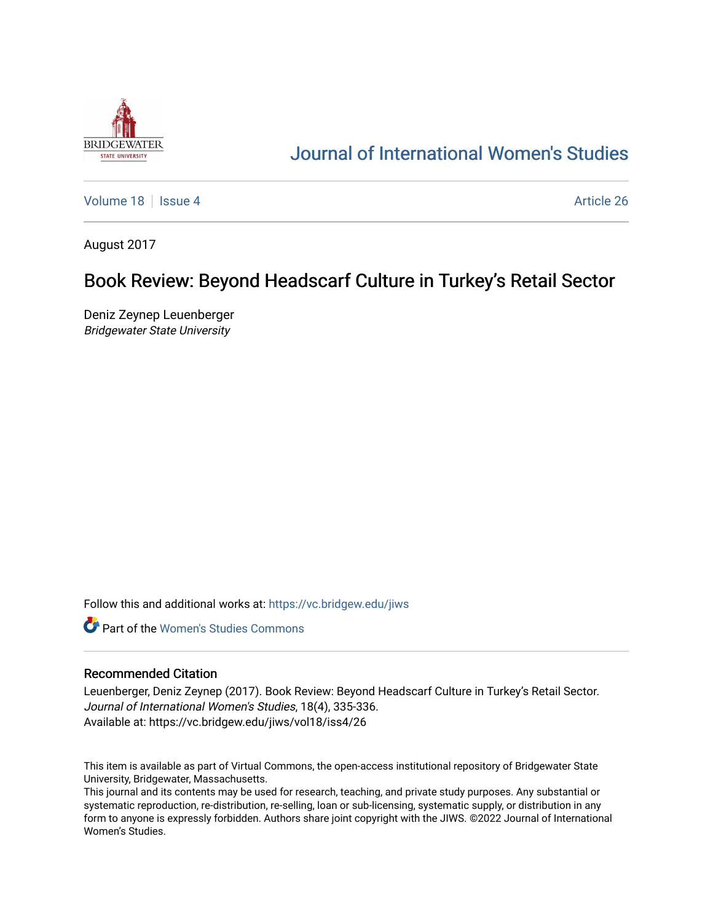# Journal of International Women's Studies

Volume 18 | Issue 4 | Article 26

August 2017

## Book Review: Beyond Headscarf Culture in Turkey's Retail Sector

Deniz Zeynep Leuenberger
*Bridgewater State University*

Follow this and additional works at: https://vc.bridgew.edu/jiws

Part of the Women's Studies Commons

### Recommended Citation

Leuenberger, Deniz Zeynep (2017). Book Review: Beyond Headscarf Culture in Turkey's Retail Sector. *Journal of International Women's Studies*, 18(4), 335-336.
Available at: https://vc.bridgew.edu/jiws/vol18/iss4/26

This item is available as part of Virtual Commons, the open-access institutional repository of Bridgewater State University, Bridgewater, Massachusetts.
This journal and its contents may be used for research, teaching, and private study purposes. Any substantial or systematic reproduction, re-distribution, re-selling, loan or sub-licensing, systematic supply, or distribution in any form to anyone is expressly forbidden. Authors share joint copyright with the JIWS. ©2022 Journal of International Women's Studies.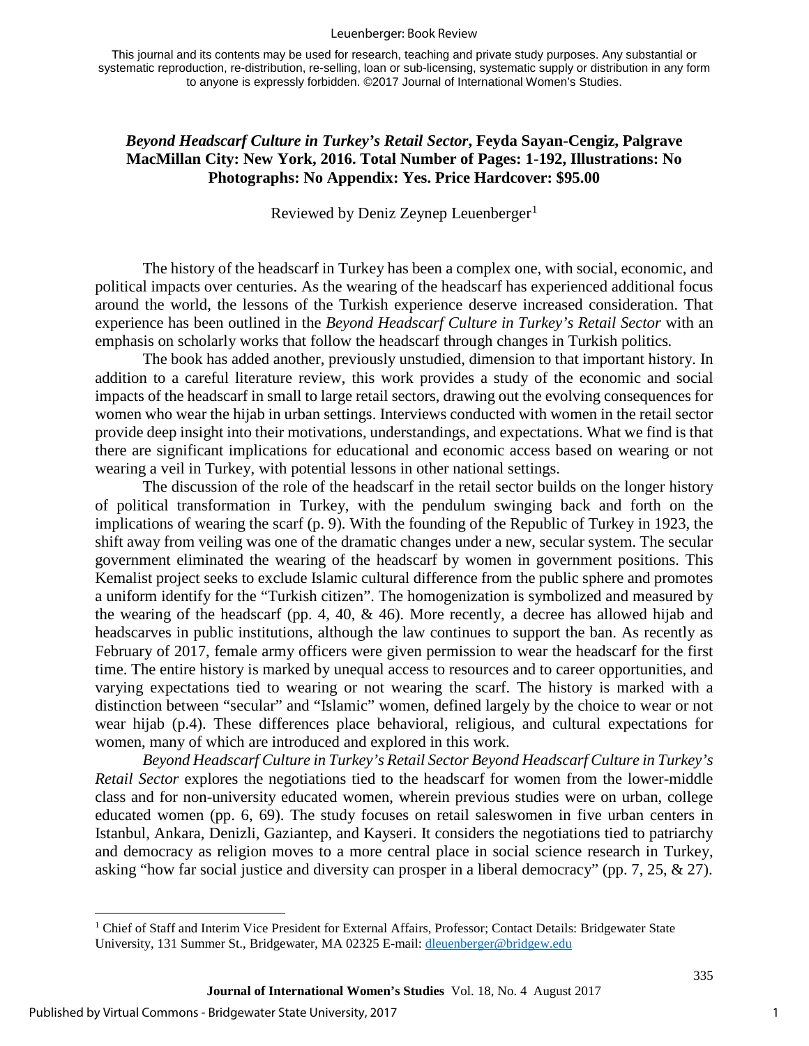This journal and its contents may be used for research, teaching and private study purposes. Any substantial or systematic reproduction, re-distribution, re-selling, loan or sub-licensing, systematic supply or distribution in any form to anyone is expressly forbidden. ©2017 Journal of International Women's Studies.

## *Beyond Headscarf Culture in Turkey's Retail Sector*, Feyda Sayan-Cengiz, Palgrave MacMillan City: New York, 2016. Total Number of Pages: 1-192, Illustrations: No Photographs: No Appendix: Yes. Price Hardcover: $95.00

Reviewed by Deniz Zeynep Leuenberger[1]

The history of the headscarf in Turkey has been a complex one, with social, economic, and political impacts over centuries. As the wearing of the headscarf has experienced additional focus around the world, the lessons of the Turkish experience deserve increased consideration. That experience has been outlined in the *Beyond Headscarf Culture in Turkey's Retail Sector* with an emphasis on scholarly works that follow the headscarf through changes in Turkish politics*.*

The book has added another, previously unstudied, dimension to that important history. In addition to a careful literature review, this work provides a study of the economic and social impacts of the headscarf in small to large retail sectors, drawing out the evolving consequences for women who wear the hijab in urban settings. Interviews conducted with women in the retail sector provide deep insight into their motivations, understandings, and expectations. What we find is that there are significant implications for educational and economic access based on wearing or not wearing a veil in Turkey, with potential lessons in other national settings.

The discussion of the role of the headscarf in the retail sector builds on the longer history of political transformation in Turkey, with the pendulum swinging back and forth on the implications of wearing the scarf (p. 9). With the founding of the Republic of Turkey in 1923, the shift away from veiling was one of the dramatic changes under a new, secular system. The secular government eliminated the wearing of the headscarf by women in government positions. This Kemalist project seeks to exclude Islamic cultural difference from the public sphere and promotes a uniform identify for the "Turkish citizen". The homogenization is symbolized and measured by the wearing of the headscarf (pp. 4, 40, & 46). More recently, a decree has allowed hijab and headscarves in public institutions, although the law continues to support the ban. As recently as February of 2017, female army officers were given permission to wear the headscarf for the first time. The entire history is marked by unequal access to resources and to career opportunities, and varying expectations tied to wearing or not wearing the scarf. The history is marked with a distinction between "secular" and "Islamic" women, defined largely by the choice to wear or not wear hijab (p.4). These differences place behavioral, religious, and cultural expectations for women, many of which are introduced and explored in this work.

*Beyond Headscarf Culture in Turkey's Retail Sector Beyond Headscarf Culture in Turkey's Retail Sector* explores the negotiations tied to the headscarf for women from the lower-middle class and for non-university educated women, wherein previous studies were on urban, college educated women (pp. 6, 69). The study focuses on retail saleswomen in five urban centers in Istanbul, Ankara, Denizli, Gaziantep, and Kayseri. It considers the negotiations tied to patriarchy and democracy as religion moves to a more central place in social science research in Turkey, asking "how far social justice and diversity can prosper in a liberal democracy" (pp. 7, 25, & 27).

---

[1] Chief of Staff and Interim Vice President for External Affairs, Professor; Contact Details: Bridgewater State University, 131 Summer St., Bridgewater, MA 02325 E-mail: dleuenberger@bridgew.edu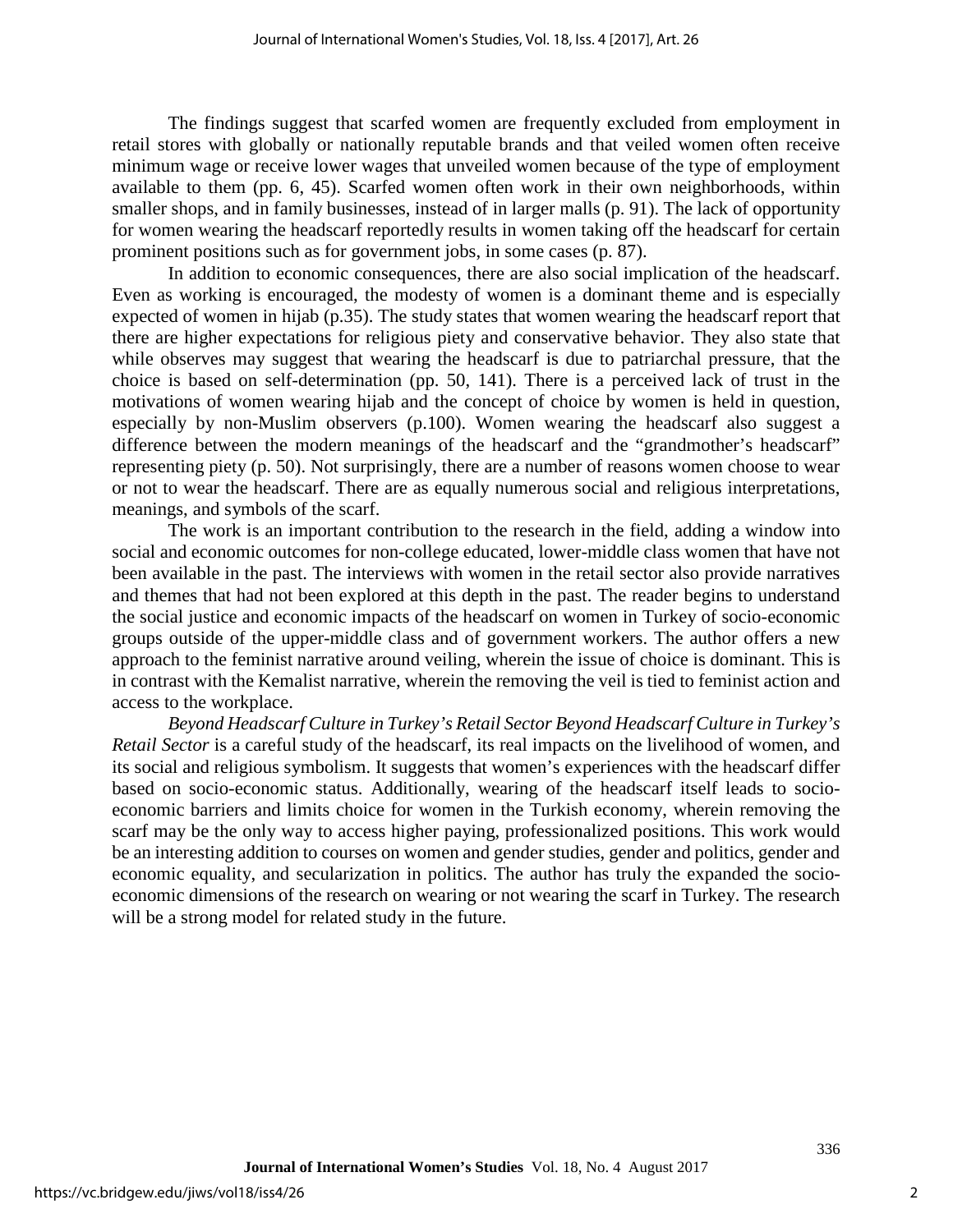The findings suggest that scarfed women are frequently excluded from employment in retail stores with globally or nationally reputable brands and that veiled women often receive minimum wage or receive lower wages that unveiled women because of the type of employment available to them (pp. 6, 45). Scarfed women often work in their own neighborhoods, within smaller shops, and in family businesses, instead of in larger malls (p. 91). The lack of opportunity for women wearing the headscarf reportedly results in women taking off the headscarf for certain prominent positions such as for government jobs, in some cases (p. 87).

In addition to economic consequences, there are also social implication of the headscarf. Even as working is encouraged, the modesty of women is a dominant theme and is especially expected of women in hijab (p.35). The study states that women wearing the headscarf report that there are higher expectations for religious piety and conservative behavior. They also state that while observes may suggest that wearing the headscarf is due to patriarchal pressure, that the choice is based on self-determination (pp. 50, 141). There is a perceived lack of trust in the motivations of women wearing hijab and the concept of choice by women is held in question, especially by non-Muslim observers (p.100). Women wearing the headscarf also suggest a difference between the modern meanings of the headscarf and the "grandmother's headscarf" representing piety (p. 50). Not surprisingly, there are a number of reasons women choose to wear or not to wear the headscarf. There are as equally numerous social and religious interpretations, meanings, and symbols of the scarf.

The work is an important contribution to the research in the field, adding a window into social and economic outcomes for non-college educated, lower-middle class women that have not been available in the past. The interviews with women in the retail sector also provide narratives and themes that had not been explored at this depth in the past. The reader begins to understand the social justice and economic impacts of the headscarf on women in Turkey of socio-economic groups outside of the upper-middle class and of government workers. The author offers a new approach to the feminist narrative around veiling, wherein the issue of choice is dominant. This is in contrast with the Kemalist narrative, wherein the removing the veil is tied to feminist action and access to the workplace.

*Beyond Headscarf Culture in Turkey's Retail Sector Beyond Headscarf Culture in Turkey's Retail Sector* is a careful study of the headscarf, its real impacts on the livelihood of women, and its social and religious symbolism. It suggests that women's experiences with the headscarf differ based on socio-economic status. Additionally, wearing of the headscarf itself leads to socio-economic barriers and limits choice for women in the Turkish economy, wherein removing the scarf may be the only way to access higher paying, professionalized positions. This work would be an interesting addition to courses on women and gender studies, gender and politics, gender and economic equality, and secularization in politics. The author has truly the expanded the socio-economic dimensions of the research on wearing or not wearing the scarf in Turkey. The research will be a strong model for related study in the future.